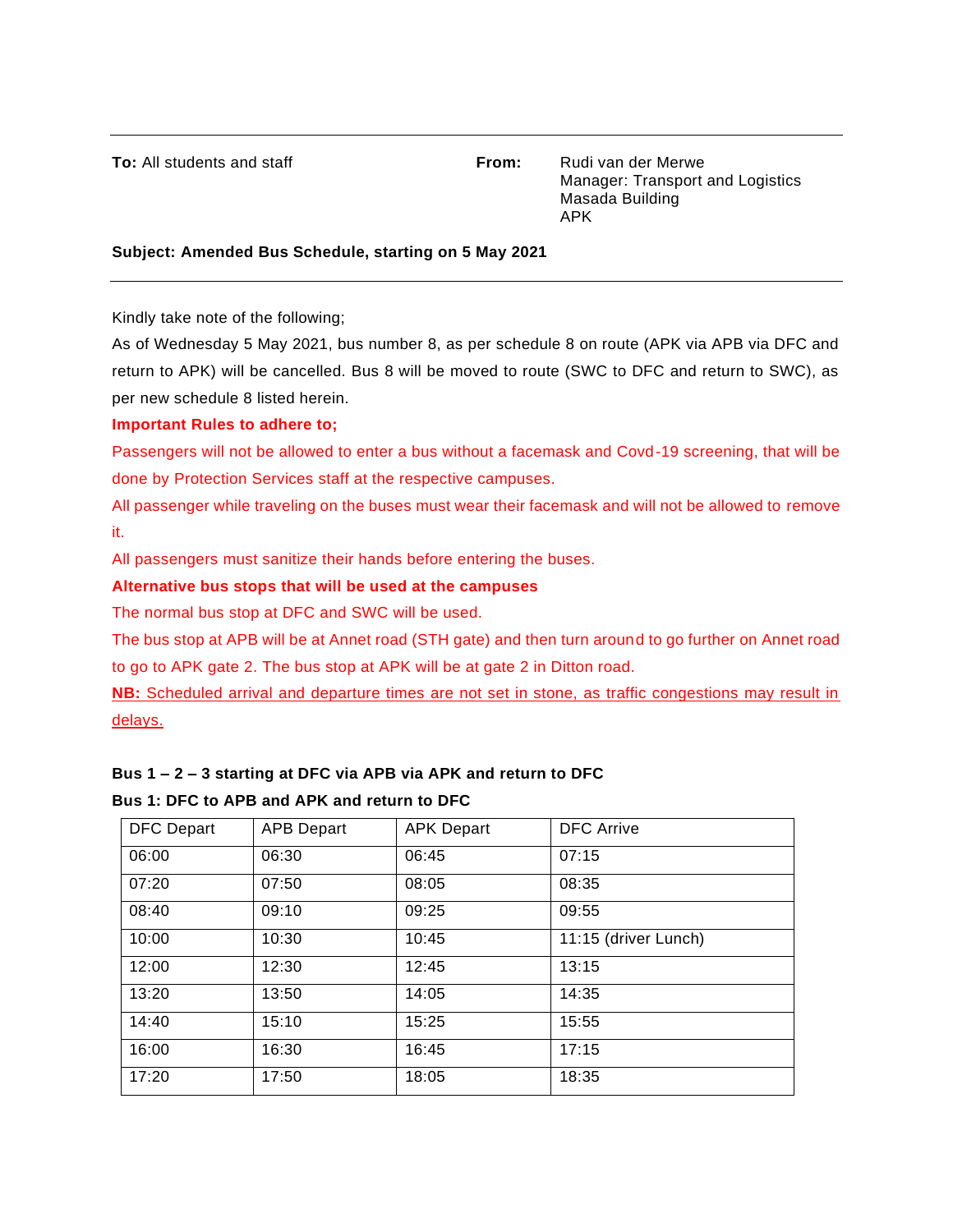**To:** All students and staff

**From:** Rudi van der Merwe
Manager: Transport and Logistics
Masada Building
APK

**Subject: Amended Bus Schedule, starting on 5 May 2021**

---

Kindly take note of the following;

As of Wednesday 5 May 2021, bus number 8, as per schedule 8 on route (APK via APB via DFC and return to APK) will be cancelled. Bus 8 will be moved to route (SWC to DFC and return to SWC), as per new schedule 8 listed herein.

**Important Rules to adhere to;**

Passengers will not be allowed to enter a bus without a facemask and Covd-19 screening, that will be done by Protection Services staff at the respective campuses.

All passenger while traveling on the buses must wear their facemask and will not be allowed to remove it.

All passengers must sanitize their hands before entering the buses.

**Alternative bus stops that will be used at the campuses**

The normal bus stop at DFC and SWC will be used.

The bus stop at APB will be at Annet road (STH gate) and then turn around to go further on Annet road to go to APK gate 2. The bus stop at APK will be at gate 2 in Ditton road.

**NB:** Scheduled arrival and departure times are not set in stone, as traffic congestions may result in delays.

**Bus 1 – 2 – 3 starting at DFC via APB via APK and return to DFC**

**Bus 1: DFC to APB and APK and return to DFC**

| DFC Depart | APB Depart | APK Depart | DFC Arrive |
|---|---|---|---|
| 06:00 | 06:30 | 06:45 | 07:15 |
| 07:20 | 07:50 | 08:05 | 08:35 |
| 08:40 | 09:10 | 09:25 | 09:55 |
| 10:00 | 10:30 | 10:45 | 11:15 (driver Lunch) |
| 12:00 | 12:30 | 12:45 | 13:15 |
| 13:20 | 13:50 | 14:05 | 14:35 |
| 14:40 | 15:10 | 15:25 | 15:55 |
| 16:00 | 16:30 | 16:45 | 17:15 |
| 17:20 | 17:50 | 18:05 | 18:35 |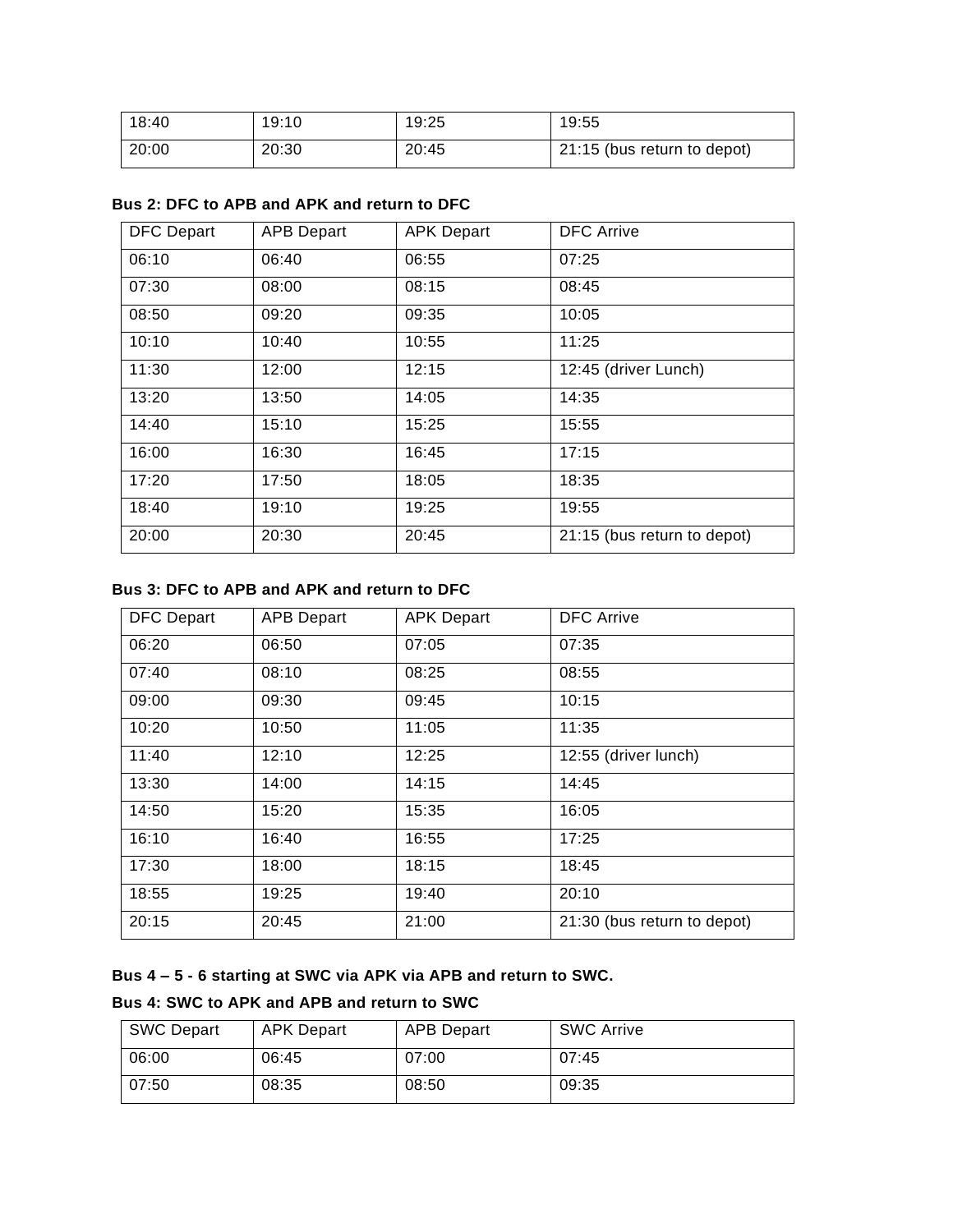| 18:40 | 19:10 | 19:25 | 19:55 |
|---|---|---|---|
| 20:00 | 20:30 | 20:45 | 21:15 (bus return to depot) |

**Bus 2: DFC to APB and APK and return to DFC**

| DFC Depart | APB Depart | APK Depart | DFC Arrive |
|---|---|---|---|
| 06:10 | 06:40 | 06:55 | 07:25 |
| 07:30 | 08:00 | 08:15 | 08:45 |
| 08:50 | 09:20 | 09:35 | 10:05 |
| 10:10 | 10:40 | 10:55 | 11:25 |
| 11:30 | 12:00 | 12:15 | 12:45 (driver Lunch) |
| 13:20 | 13:50 | 14:05 | 14:35 |
| 14:40 | 15:10 | 15:25 | 15:55 |
| 16:00 | 16:30 | 16:45 | 17:15 |
| 17:20 | 17:50 | 18:05 | 18:35 |
| 18:40 | 19:10 | 19:25 | 19:55 |
| 20:00 | 20:30 | 20:45 | 21:15 (bus return to depot) |

**Bus 3: DFC to APB and APK and return to DFC**

| DFC Depart | APB Depart | APK Depart | DFC Arrive |
|---|---|---|---|
| 06:20 | 06:50 | 07:05 | 07:35 |
| 07:40 | 08:10 | 08:25 | 08:55 |
| 09:00 | 09:30 | 09:45 | 10:15 |
| 10:20 | 10:50 | 11:05 | 11:35 |
| 11:40 | 12:10 | 12:25 | 12:55 (driver lunch) |
| 13:30 | 14:00 | 14:15 | 14:45 |
| 14:50 | 15:20 | 15:35 | 16:05 |
| 16:10 | 16:40 | 16:55 | 17:25 |
| 17:30 | 18:00 | 18:15 | 18:45 |
| 18:55 | 19:25 | 19:40 | 20:10 |
| 20:15 | 20:45 | 21:00 | 21:30 (bus return to depot) |

**Bus 4 – 5 - 6 starting at SWC via APK via APB and return to SWC.**

**Bus 4: SWC to APK and APB and return to SWC**

| SWC Depart | APK Depart | APB Depart | SWC Arrive |
|---|---|---|---|
| 06:00 | 06:45 | 07:00 | 07:45 |
| 07:50 | 08:35 | 08:50 | 09:35 |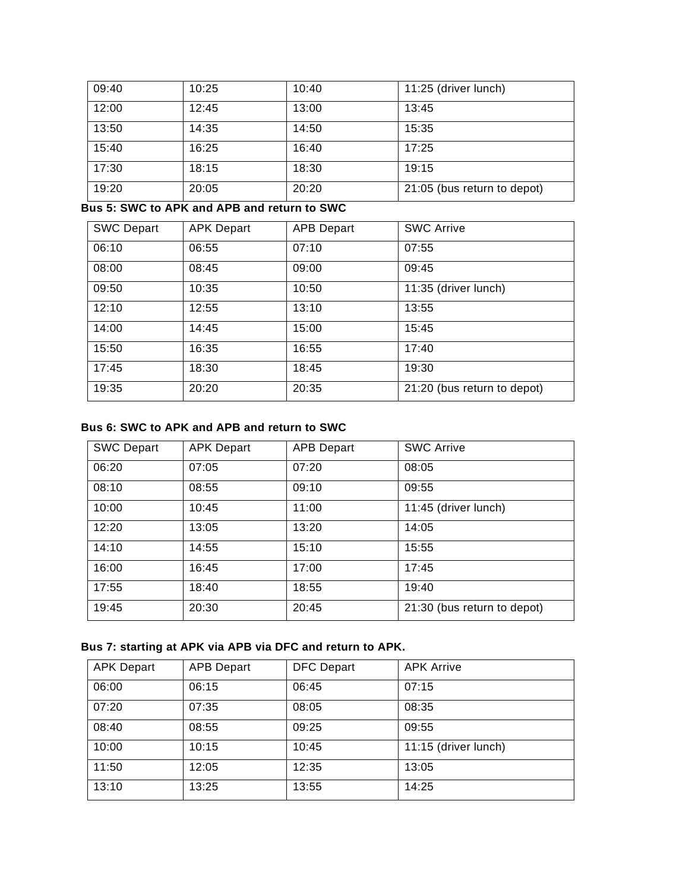| 09:40 | 10:25 | 10:40 | 11:25 (driver lunch) |
|---|---|---|---|
| 12:00 | 12:45 | 13:00 | 13:45 |
| 13:50 | 14:35 | 14:50 | 15:35 |
| 15:40 | 16:25 | 16:40 | 17:25 |
| 17:30 | 18:15 | 18:30 | 19:15 |
| 19:20 | 20:05 | 20:20 | 21:05 (bus return to depot) |

**Bus 5: SWC to APK and APB and return to SWC**

| SWC Depart | APK Depart | APB Depart | SWC Arrive |
|---|---|---|---|
| 06:10 | 06:55 | 07:10 | 07:55 |
| 08:00 | 08:45 | 09:00 | 09:45 |
| 09:50 | 10:35 | 10:50 | 11:35 (driver lunch) |
| 12:10 | 12:55 | 13:10 | 13:55 |
| 14:00 | 14:45 | 15:00 | 15:45 |
| 15:50 | 16:35 | 16:55 | 17:40 |
| 17:45 | 18:30 | 18:45 | 19:30 |
| 19:35 | 20:20 | 20:35 | 21:20 (bus return to depot) |

**Bus 6: SWC to APK and APB and return to SWC**

| SWC Depart | APK Depart | APB Depart | SWC Arrive |
|---|---|---|---|
| 06:20 | 07:05 | 07:20 | 08:05 |
| 08:10 | 08:55 | 09:10 | 09:55 |
| 10:00 | 10:45 | 11:00 | 11:45 (driver lunch) |
| 12:20 | 13:05 | 13:20 | 14:05 |
| 14:10 | 14:55 | 15:10 | 15:55 |
| 16:00 | 16:45 | 17:00 | 17:45 |
| 17:55 | 18:40 | 18:55 | 19:40 |
| 19:45 | 20:30 | 20:45 | 21:30 (bus return to depot) |

**Bus 7: starting at APK via APB via DFC and return to APK.**

| APK Depart | APB Depart | DFC Depart | APK Arrive |
|---|---|---|---|
| 06:00 | 06:15 | 06:45 | 07:15 |
| 07:20 | 07:35 | 08:05 | 08:35 |
| 08:40 | 08:55 | 09:25 | 09:55 |
| 10:00 | 10:15 | 10:45 | 11:15 (driver lunch) |
| 11:50 | 12:05 | 12:35 | 13:05 |
| 13:10 | 13:25 | 13:55 | 14:25 |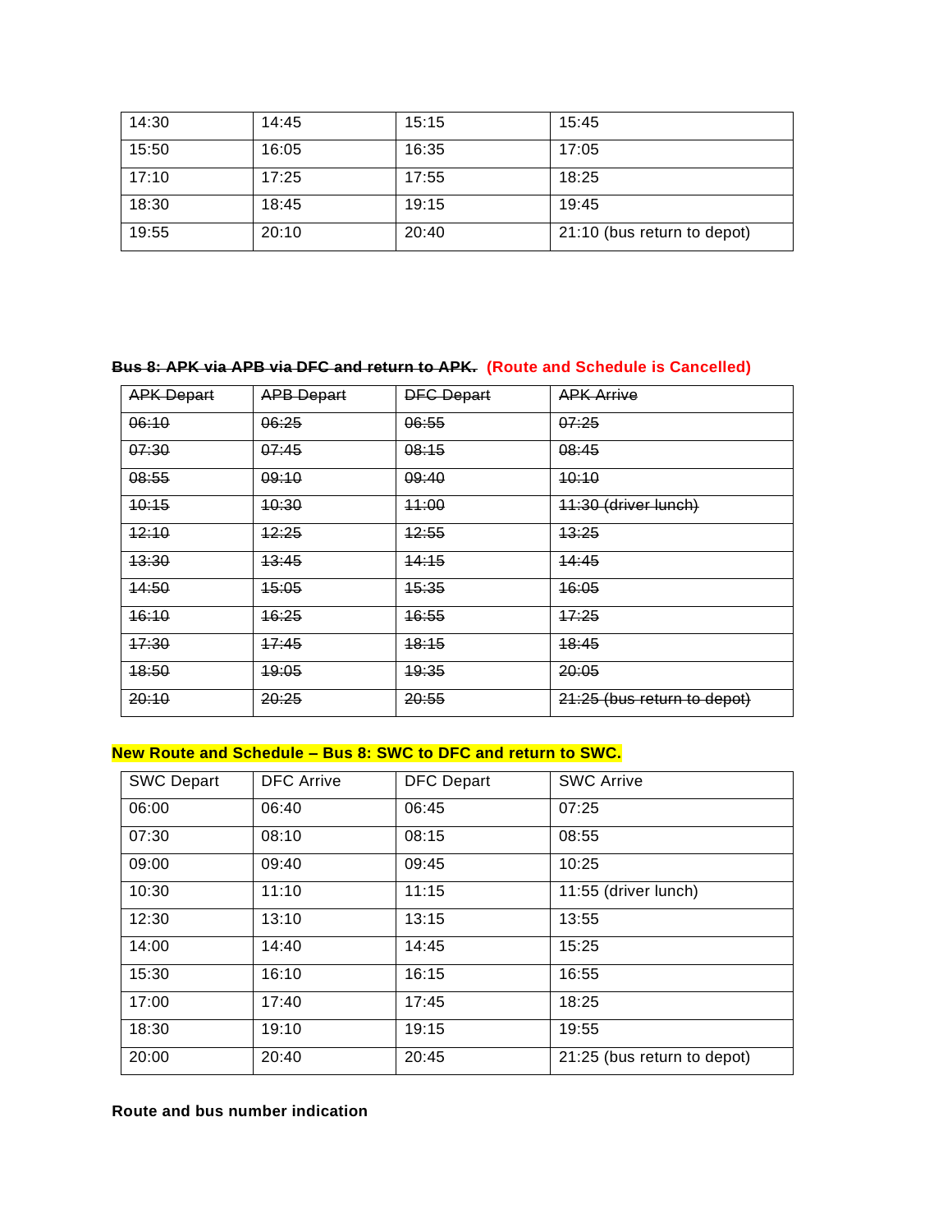| 14:30 | 14:45 | 15:15 | 15:45 |
| --- | --- | --- | --- |
| 15:50 | 16:05 | 16:35 | 17:05 |
| 17:10 | 17:25 | 17:55 | 18:25 |
| 18:30 | 18:45 | 19:15 | 19:45 |
| 19:55 | 20:10 | 20:40 | 21:10 (bus return to depot) |

**~~Bus 8: APK via APB via DFC and return to APK.~~ (Route and Schedule is Cancelled)**

| ~~APK Depart~~ | ~~APB Depart~~ | ~~DFC Depart~~ | ~~APK Arrive~~ |
| --- | --- | --- | --- |
| ~~06:10~~ | ~~06:25~~ | ~~06:55~~ | ~~07:25~~ |
| ~~07:30~~ | ~~07:45~~ | ~~08:15~~ | ~~08:45~~ |
| ~~08:55~~ | ~~09:10~~ | ~~09:40~~ | ~~10:10~~ |
| ~~10:15~~ | ~~10:30~~ | ~~11:00~~ | ~~11:30 (driver lunch)~~ |
| ~~12:10~~ | ~~12:25~~ | ~~12:55~~ | ~~13:25~~ |
| ~~13:30~~ | ~~13:45~~ | ~~14:15~~ | ~~14:45~~ |
| ~~14:50~~ | ~~15:05~~ | ~~15:35~~ | ~~16:05~~ |
| ~~16:10~~ | ~~16:25~~ | ~~16:55~~ | ~~17:25~~ |
| ~~17:30~~ | ~~17:45~~ | ~~18:15~~ | ~~18:45~~ |
| ~~18:50~~ | ~~19:05~~ | ~~19:35~~ | ~~20:05~~ |
| ~~20:10~~ | ~~20:25~~ | ~~20:55~~ | ~~21:25 (bus return to depot)~~ |

**New Route and Schedule – Bus 8: SWC to DFC and return to SWC.**

| SWC Depart | DFC Arrive | DFC Depart | SWC Arrive |
| --- | --- | --- | --- |
| 06:00 | 06:40 | 06:45 | 07:25 |
| 07:30 | 08:10 | 08:15 | 08:55 |
| 09:00 | 09:40 | 09:45 | 10:25 |
| 10:30 | 11:10 | 11:15 | 11:55 (driver lunch) |
| 12:30 | 13:10 | 13:15 | 13:55 |
| 14:00 | 14:40 | 14:45 | 15:25 |
| 15:30 | 16:10 | 16:15 | 16:55 |
| 17:00 | 17:40 | 17:45 | 18:25 |
| 18:30 | 19:10 | 19:15 | 19:55 |
| 20:00 | 20:40 | 20:45 | 21:25 (bus return to depot) |

**Route and bus number indication**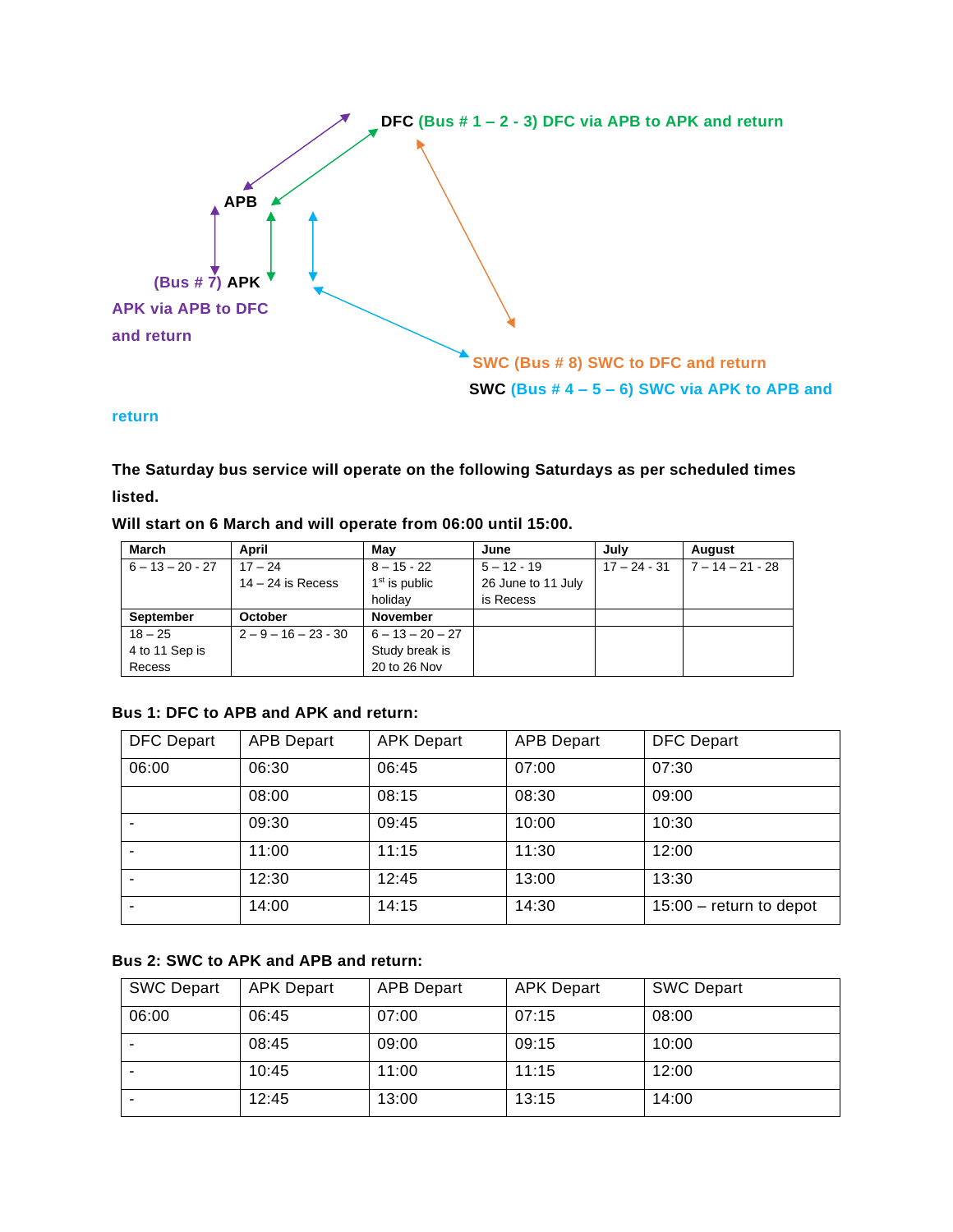DFC (Bus # 1 – 2 - 3) DFC via APB to APK and return

APB

(Bus # 7) APK

APK via APB to DFC and return

SWC (Bus # 8) SWC to DFC and return

SWC (Bus # 4 – 5 – 6) SWC via APK to APB and return

**The Saturday bus service will operate on the following Saturdays as per scheduled times listed.**

**Will start on 6 March and will operate from 06:00 until 15:00.**

| March | April | May | June | July | August |
|---|---|---|---|---|---|
| 6 – 13 – 20 - 27 | 17 – 24<br>14 – 24 is Recess | 8 – 15 - 22<br>1st is public holiday | 5 – 12 - 19<br>26 June to 11 July is Recess | 17 – 24 - 31 | 7 – 14 – 21 - 28 |
| **September** | **October** | **November** | | | |
| 18 – 25<br>4 to 11 Sep is Recess | 2 – 9 – 16 – 23 - 30 | 6 – 13 – 20 – 27<br>Study break is 20 to 26 Nov | | | |

**Bus 1: DFC to APB and APK and return:**

| DFC Depart | APB Depart | APK Depart | APB Depart | DFC Depart |
|---|---|---|---|---|
| 06:00 | 06:30 | 06:45 | 07:00 | 07:30 |
| | 08:00 | 08:15 | 08:30 | 09:00 |
| - | 09:30 | 09:45 | 10:00 | 10:30 |
| - | 11:00 | 11:15 | 11:30 | 12:00 |
| - | 12:30 | 12:45 | 13:00 | 13:30 |
| - | 14:00 | 14:15 | 14:30 | 15:00 – return to depot |

**Bus 2: SWC to APK and APB and return:**

| SWC Depart | APK Depart | APB Depart | APK Depart | SWC Depart |
|---|---|---|---|---|
| 06:00 | 06:45 | 07:00 | 07:15 | 08:00 |
| - | 08:45 | 09:00 | 09:15 | 10:00 |
| - | 10:45 | 11:00 | 11:15 | 12:00 |
| - | 12:45 | 13:00 | 13:15 | 14:00 |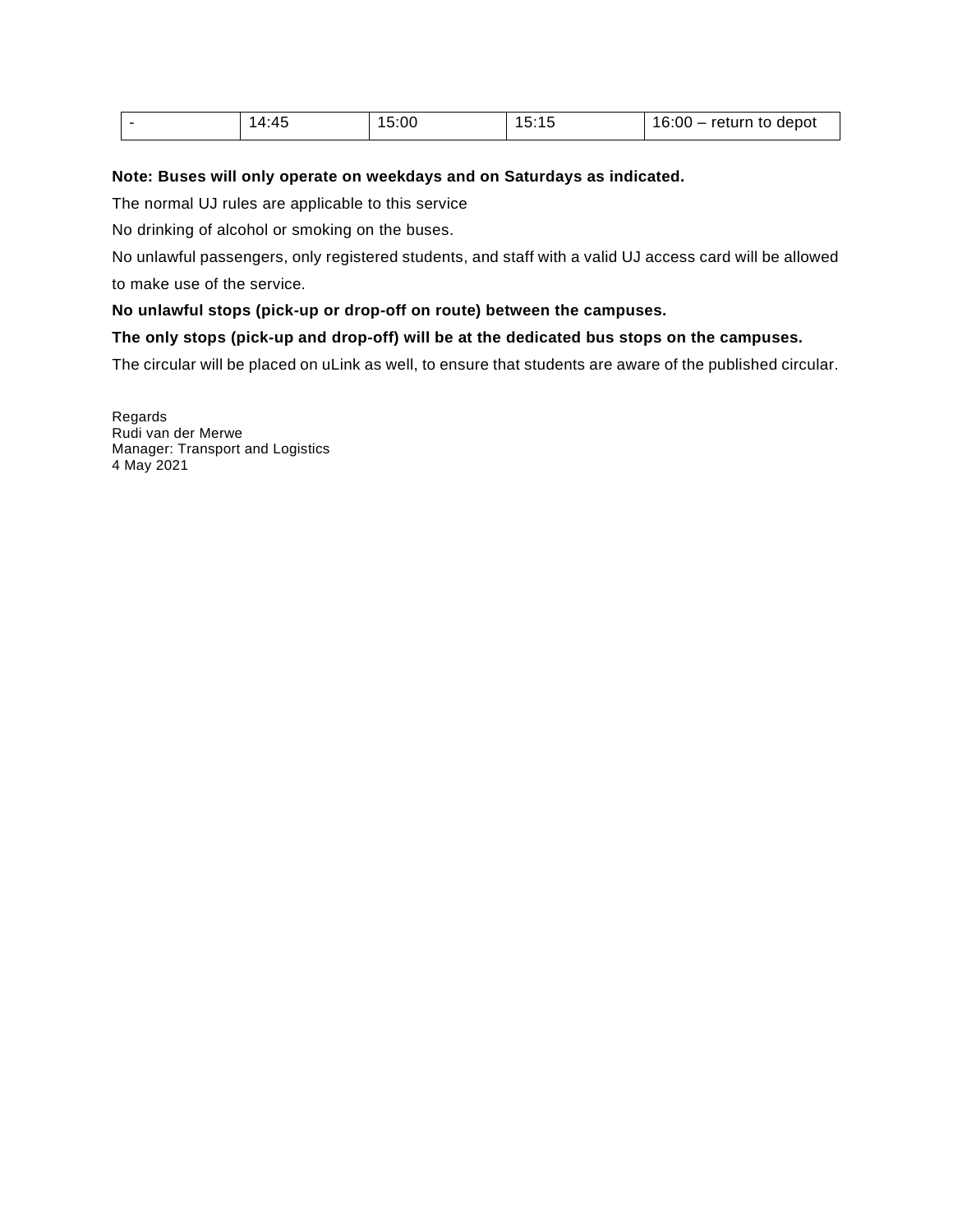| - | 14:45 | 15:00 | 15:15 | 16:00 – return to depot |
|---|---|---|---|---|

**Note: Buses will only operate on weekdays and on Saturdays as indicated.**

The normal UJ rules are applicable to this service

No drinking of alcohol or smoking on the buses.

No unlawful passengers, only registered students, and staff with a valid UJ access card will be allowed to make use of the service.

**No unlawful stops (pick-up or drop-off on route) between the campuses.**

**The only stops (pick-up and drop-off) will be at the dedicated bus stops on the campuses.**

The circular will be placed on uLink as well, to ensure that students are aware of the published circular.

Regards
Rudi van der Merwe
Manager: Transport and Logistics
4 May 2021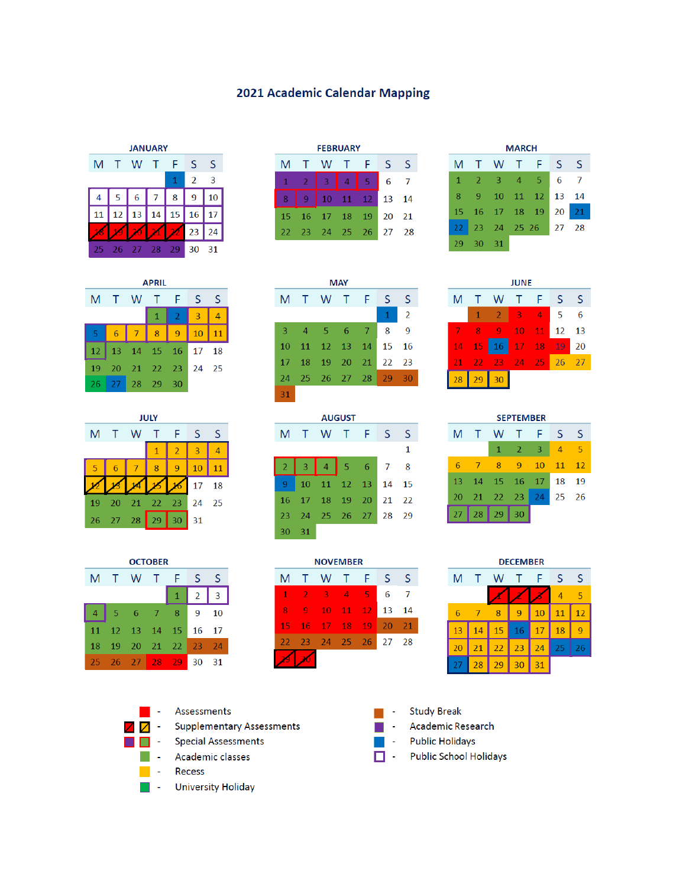# 2021 Academic Calendar Mapping

## JANUARY

| M | T | W | T | F | S | S |
|---|---|---|---|---|---|---|
| | | | | 1 | 2 | 3 |
| 4 | 5 | 6 | 7 | 8 | 9 | 10 |
| 11 | 12 | 13 | 14 | 15 | 16 | 17 |
| 18 | 19 | 20 | 21 | 22 | 23 | 24 |
| 25 | 26 | 27 | 28 | 29 | 30 | 31 |

## FEBRUARY

| M | T | W | T | F | S | S |
|---|---|---|---|---|---|---|
| 1 | 2 | 3 | 4 | 5 | 6 | 7 |
| 8 | 9 | 10 | 11 | 12 | 13 | 14 |
| 15 | 16 | 17 | 18 | 19 | 20 | 21 |
| 22 | 23 | 24 | 25 | 26 | 27 | 28 |

## MARCH

| M | T | W | T | F | S | S |
|---|---|---|---|---|---|---|
| 1 | 2 | 3 | 4 | 5 | 6 | 7 |
| 8 | 9 | 10 | 11 | 12 | 13 | 14 |
| 15 | 16 | 17 | 18 | 19 | 20 | 21 |
| 22 | 23 | 24 | 25 | 26 | 27 | 28 |
| 29 | 30 | 31 | | | | |

## APRIL

| M | T | W | T | F | S | S |
|---|---|---|---|---|---|---|
| | | | 1 | 2 | 3 | 4 |
| 5 | 6 | 7 | 8 | 9 | 10 | 11 |
| 12 | 13 | 14 | 15 | 16 | 17 | 18 |
| 19 | 20 | 21 | 22 | 23 | 24 | 25 |
| 26 | 27 | 28 | 29 | 30 | | |

## MAY

| M | T | W | T | F | S | S |
|---|---|---|---|---|---|---|
| | | | | | 1 | 2 |
| 3 | 4 | 5 | 6 | 7 | 8 | 9 |
| 10 | 11 | 12 | 13 | 14 | 15 | 16 |
| 17 | 18 | 19 | 20 | 21 | 22 | 23 |
| 24 | 25 | 26 | 27 | 28 | 29 | 30 |
| 31 | | | | | | |

## JUNE

| M | T | W | T | F | S | S |
|---|---|---|---|---|---|---|
| | 1 | 2 | 3 | 4 | 5 | 6 |
| 7 | 8 | 9 | 10 | 11 | 12 | 13 |
| 14 | 15 | 16 | 17 | 18 | 19 | 20 |
| 21 | 22 | 23 | 24 | 25 | 26 | 27 |
| 28 | 29 | 30 | | | | |

## JULY

| M | T | W | T | F | S | S |
|---|---|---|---|---|---|---|
| | | | 1 | 2 | 3 | 4 |
| 5 | 6 | 7 | 8 | 9 | 10 | 11 |
| 12 | 13 | 14 | 15 | 16 | 17 | 18 |
| 19 | 20 | 21 | 22 | 23 | 24 | 25 |
| 26 | 27 | 28 | 29 | 30 | 31 | |

## AUGUST

| M | T | W | T | F | S | S |
|---|---|---|---|---|---|---|
| | | | | | | 1 |
| 2 | 3 | 4 | 5 | 6 | 7 | 8 |
| 9 | 10 | 11 | 12 | 13 | 14 | 15 |
| 16 | 17 | 18 | 19 | 20 | 21 | 22 |
| 23 | 24 | 25 | 26 | 27 | 28 | 29 |
| 30 | 31 | | | | | |

## SEPTEMBER

| M | T | W | T | F | S | S |
|---|---|---|---|---|---|---|
| | | 1 | 2 | 3 | 4 | 5 |
| 6 | 7 | 8 | 9 | 10 | 11 | 12 |
| 13 | 14 | 15 | 16 | 17 | 18 | 19 |
| 20 | 21 | 22 | 23 | 24 | 25 | 26 |
| 27 | 28 | 29 | 30 | | | |

## OCTOBER

| M | T | W | T | F | S | S |
|---|---|---|---|---|---|---|
| | | | | 1 | 2 | 3 |
| 4 | 5 | 6 | 7 | 8 | 9 | 10 |
| 11 | 12 | 13 | 14 | 15 | 16 | 17 |
| 18 | 19 | 20 | 21 | 22 | 23 | 24 |
| 25 | 26 | 27 | 28 | 29 | 30 | 31 |

## NOVEMBER

| M | T | W | T | F | S | S |
|---|---|---|---|---|---|---|
| 1 | 2 | 3 | 4 | 5 | 6 | 7 |
| 8 | 9 | 10 | 11 | 12 | 13 | 14 |
| 15 | 16 | 17 | 18 | 19 | 20 | 21 |
| 22 | 23 | 24 | 25 | 26 | 27 | 28 |
| 29 | 30 | | | | | |

## DECEMBER

| M | T | W | T | F | S | S |
|---|---|---|---|---|---|---|
| | | 1 | 2 | 3 | 4 | 5 |
| 6 | 7 | 8 | 9 | 10 | 11 | 12 |
| 13 | 14 | 15 | 16 | 17 | 18 | 9 |
| 20 | 21 | 22 | 23 | 24 | 25 | 26 |
| 27 | 28 | 29 | 30 | 31 | | |

- Assessments
- Supplementary Assessments
- Special Assessments
- Academic classes
- Recess
- University Holiday
- Study Break
- Academic Research
- Public Holidays
- Public School Holidays